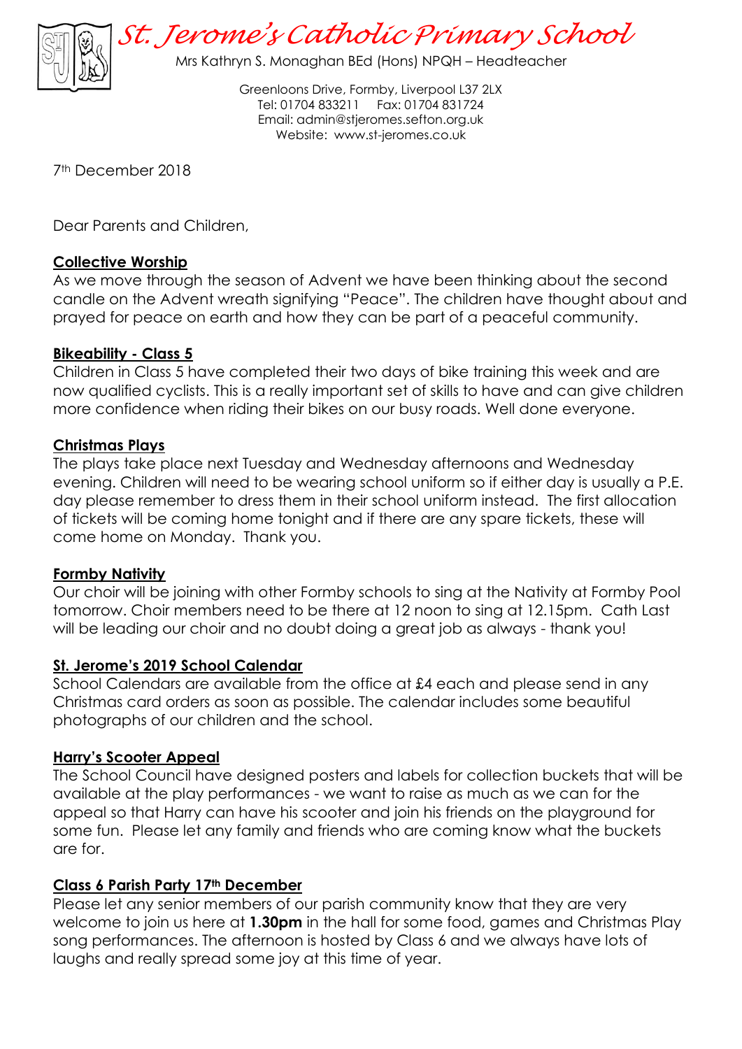# St. Jerome's Catholic Primary School

Mrs Kathryn S. Monaghan BEd (Hons) NPQH – Headteacher

Greenloons Drive, Formby, Liverpool L37 2LX
Tel: 01704 833211 Fax: 01704 831724
Email: admin@stjeromes.sefton.org.uk
Website: www.st-jeromes.co.uk

7th December 2018

Dear Parents and Children,

**Collective Worship**

As we move through the season of Advent we have been thinking about the second candle on the Advent wreath signifying "Peace". The children have thought about and prayed for peace on earth and how they can be part of a peaceful community.

**Bikeability - Class 5**

Children in Class 5 have completed their two days of bike training this week and are now qualified cyclists. This is a really important set of skills to have and can give children more confidence when riding their bikes on our busy roads. Well done everyone.

**Christmas Plays**

The plays take place next Tuesday and Wednesday afternoons and Wednesday evening. Children will need to be wearing school uniform so if either day is usually a P.E. day please remember to dress them in their school uniform instead. The first allocation of tickets will be coming home tonight and if there are any spare tickets, these will come home on Monday. Thank you.

**Formby Nativity**

Our choir will be joining with other Formby schools to sing at the Nativity at Formby Pool tomorrow. Choir members need to be there at 12 noon to sing at 12.15pm. Cath Last will be leading our choir and no doubt doing a great job as always - thank you!

**St. Jerome's 2019 School Calendar**

School Calendars are available from the office at £4 each and please send in any Christmas card orders as soon as possible. The calendar includes some beautiful photographs of our children and the school.

**Harry's Scooter Appeal**

The School Council have designed posters and labels for collection buckets that will be available at the play performances - we want to raise as much as we can for the appeal so that Harry can have his scooter and join his friends on the playground for some fun. Please let any family and friends who are coming know what the buckets are for.

**Class 6 Parish Party 17th December**

Please let any senior members of our parish community know that they are very welcome to join us here at **1.30pm** in the hall for some food, games and Christmas Play song performances. The afternoon is hosted by Class 6 and we always have lots of laughs and really spread some joy at this time of year.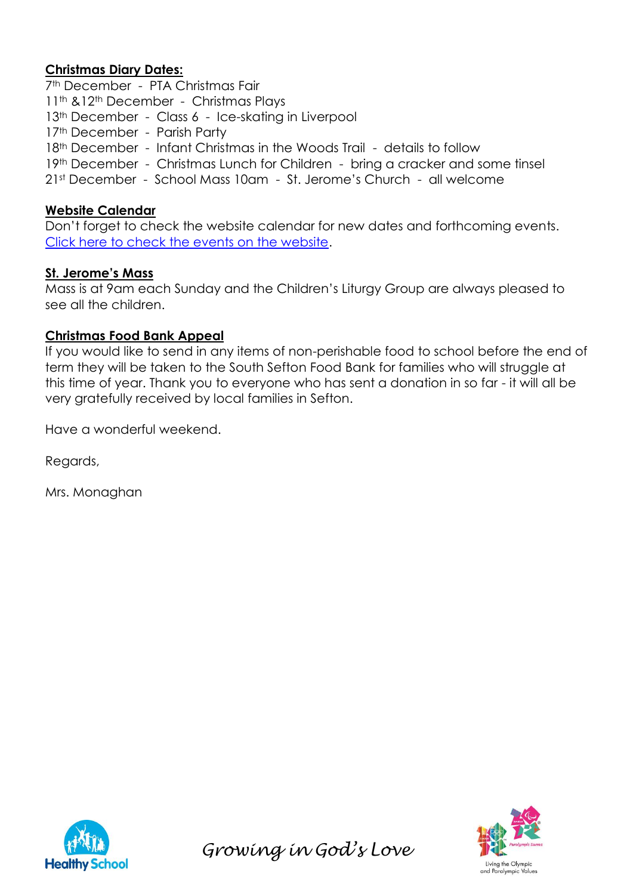**Christmas Diary Dates:**

7th December - PTA Christmas Fair
11th &12th December - Christmas Plays
13th December - Class 6 - Ice-skating in Liverpool
17th December - Parish Party
18th December - Infant Christmas in the Woods Trail - details to follow
19th December - Christmas Lunch for Children - bring a cracker and some tinsel
21st December - School Mass 10am - St. Jerome's Church - all welcome

**Website Calendar**

Don't forget to check the website calendar for new dates and forthcoming events.
Click here to check the events on the website.

**St. Jerome's Mass**

Mass is at 9am each Sunday and the Children's Liturgy Group are always pleased to see all the children.

**Christmas Food Bank Appeal**

If you would like to send in any items of non-perishable food to school before the end of term they will be taken to the South Sefton Food Bank for families who will struggle at this time of year. Thank you to everyone who has sent a donation in so far - it will all be very gratefully received by local families in Sefton.

Have a wonderful weekend.

Regards,

Mrs. Monaghan

Healthy School

*Growing in God's Love*

Living the Olympic and Paralympic Values